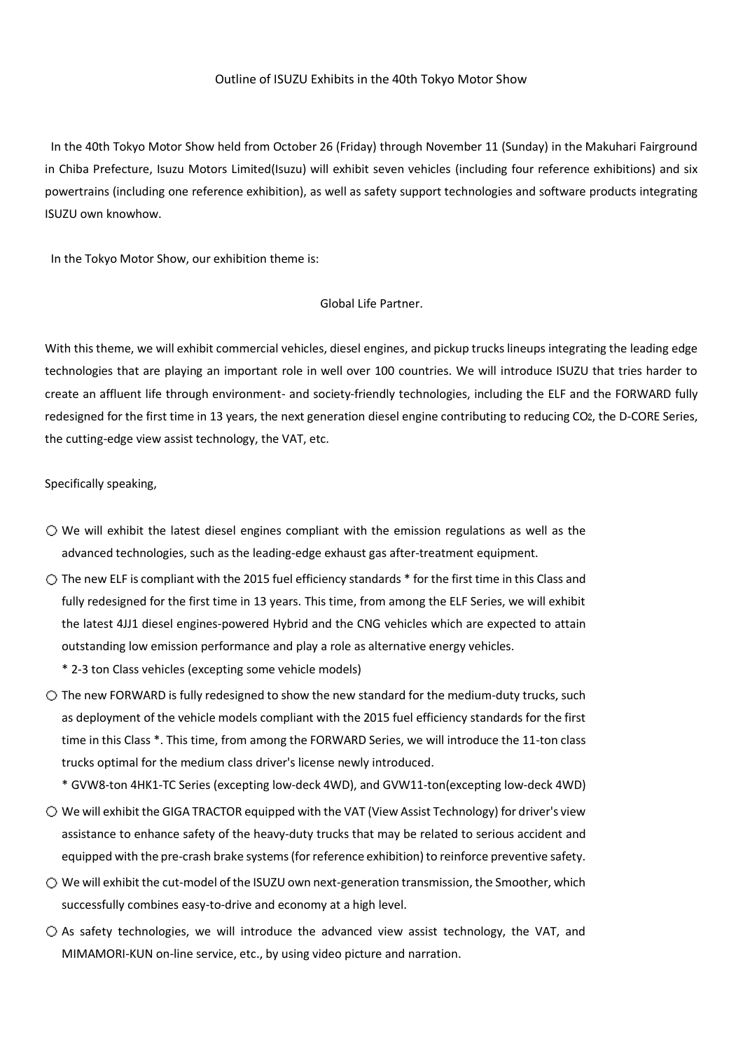# Outline of ISUZU Exhibits in the 40th Tokyo Motor Show

In the 40th Tokyo Motor Show held from October 26 (Friday) through November 11 (Sunday) in the Makuhari Fairground in Chiba Prefecture, Isuzu Motors Limited(Isuzu) will exhibit seven vehicles (including four reference exhibitions) and six powertrains (including one reference exhibition), as well as safety support technologies and software products integrating ISUZU own knowhow.

In the Tokyo Motor Show, our exhibition theme is:

Global Life Partner.

With this theme, we will exhibit commercial vehicles, diesel engines, and pickup trucks lineups integrating the leading edge technologies that are playing an important role in well over 100 countries. We will introduce ISUZU that tries harder to create an affluent life through environment- and society-friendly technologies, including the ELF and the FORWARD fully redesigned for the first time in 13 years, the next generation diesel engine contributing to reducing $CO_2$, the D-CORE Series, the cutting-edge view assist technology, the VAT, etc.

Specifically speaking,

○ We will exhibit the latest diesel engines compliant with the emission regulations as well as the advanced technologies, such as the leading-edge exhaust gas after-treatment equipment.

○ The new ELF is compliant with the 2015 fuel efficiency standards * for the first time in this Class and fully redesigned for the first time in 13 years. This time, from among the ELF Series, we will exhibit the latest 4JJ1 diesel engines-powered Hybrid and the CNG vehicles which are expected to attain outstanding low emission performance and play a role as alternative energy vehicles.
  * 2-3 ton Class vehicles (excepting some vehicle models)

○ The new FORWARD is fully redesigned to show the new standard for the medium-duty trucks, such as deployment of the vehicle models compliant with the 2015 fuel efficiency standards for the first time in this Class *. This time, from among the FORWARD Series, we will introduce the 11-ton class trucks optimal for the medium class driver's license newly introduced.
  * GVW8-ton 4HK1-TC Series (excepting low-deck 4WD), and GVW11-ton(excepting low-deck 4WD)

○ We will exhibit the GIGA TRACTOR equipped with the VAT (View Assist Technology) for driver's view assistance to enhance safety of the heavy-duty trucks that may be related to serious accident and equipped with the pre-crash brake systems (for reference exhibition) to reinforce preventive safety.

○ We will exhibit the cut-model of the ISUZU own next-generation transmission, the Smoother, which successfully combines easy-to-drive and economy at a high level.

○ As safety technologies, we will introduce the advanced view assist technology, the VAT, and MIMAMORI-KUN on-line service, etc., by using video picture and narration.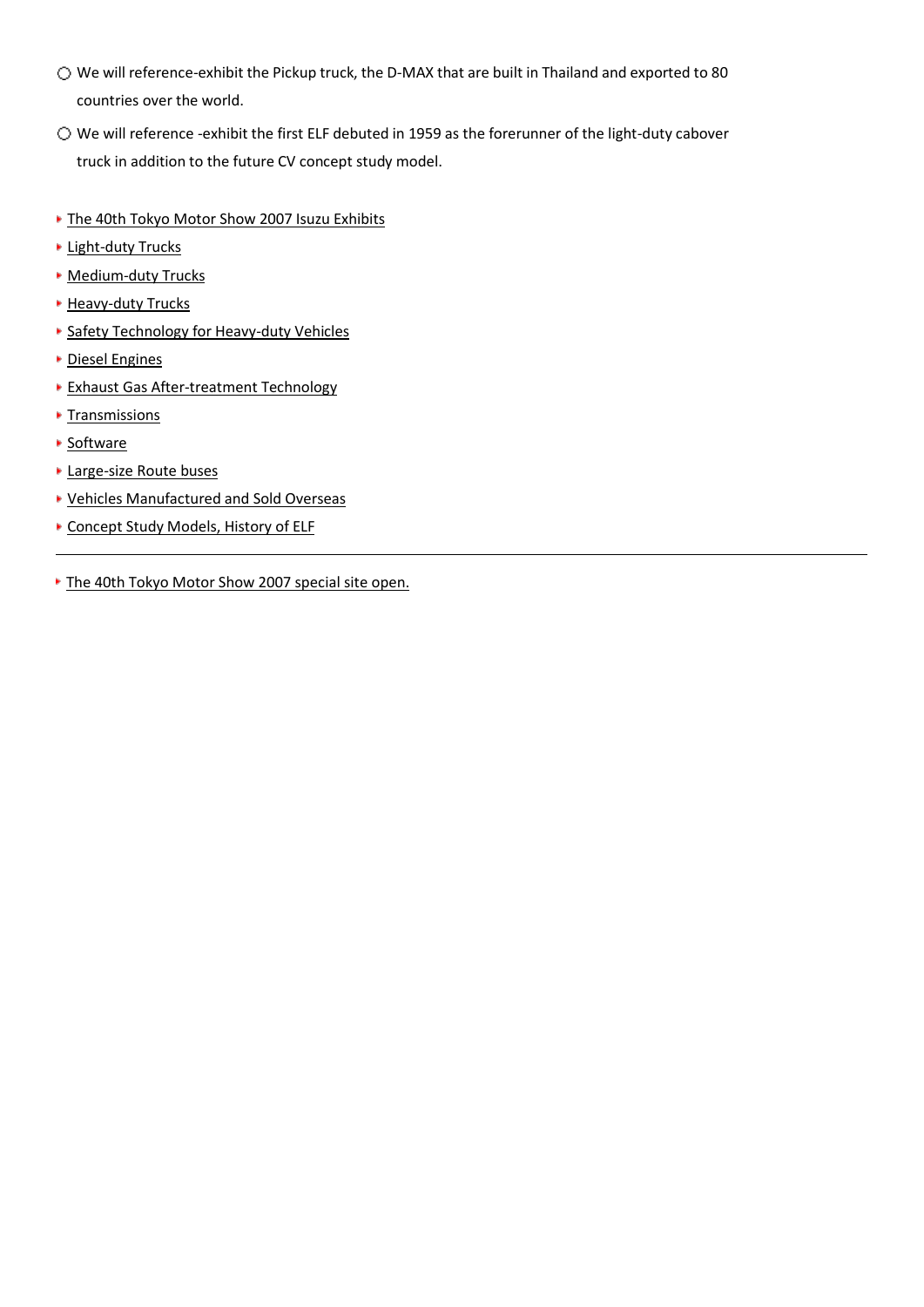○ We will reference-exhibit the Pickup truck, the D-MAX that are built in Thailand and exported to 80 countries over the world.

○ We will reference -exhibit the first ELF debuted in 1959 as the forerunner of the light-duty cabover truck in addition to the future CV concept study model.

- The 40th Tokyo Motor Show 2007 Isuzu Exhibits
- Light-duty Trucks
- Medium-duty Trucks
- Heavy-duty Trucks
- Safety Technology for Heavy-duty Vehicles
- Diesel Engines
- Exhaust Gas After-treatment Technology
- Transmissions
- Software
- Large-size Route buses
- Vehicles Manufactured and Sold Overseas
- Concept Study Models, History of ELF

---

- The 40th Tokyo Motor Show 2007 special site open.